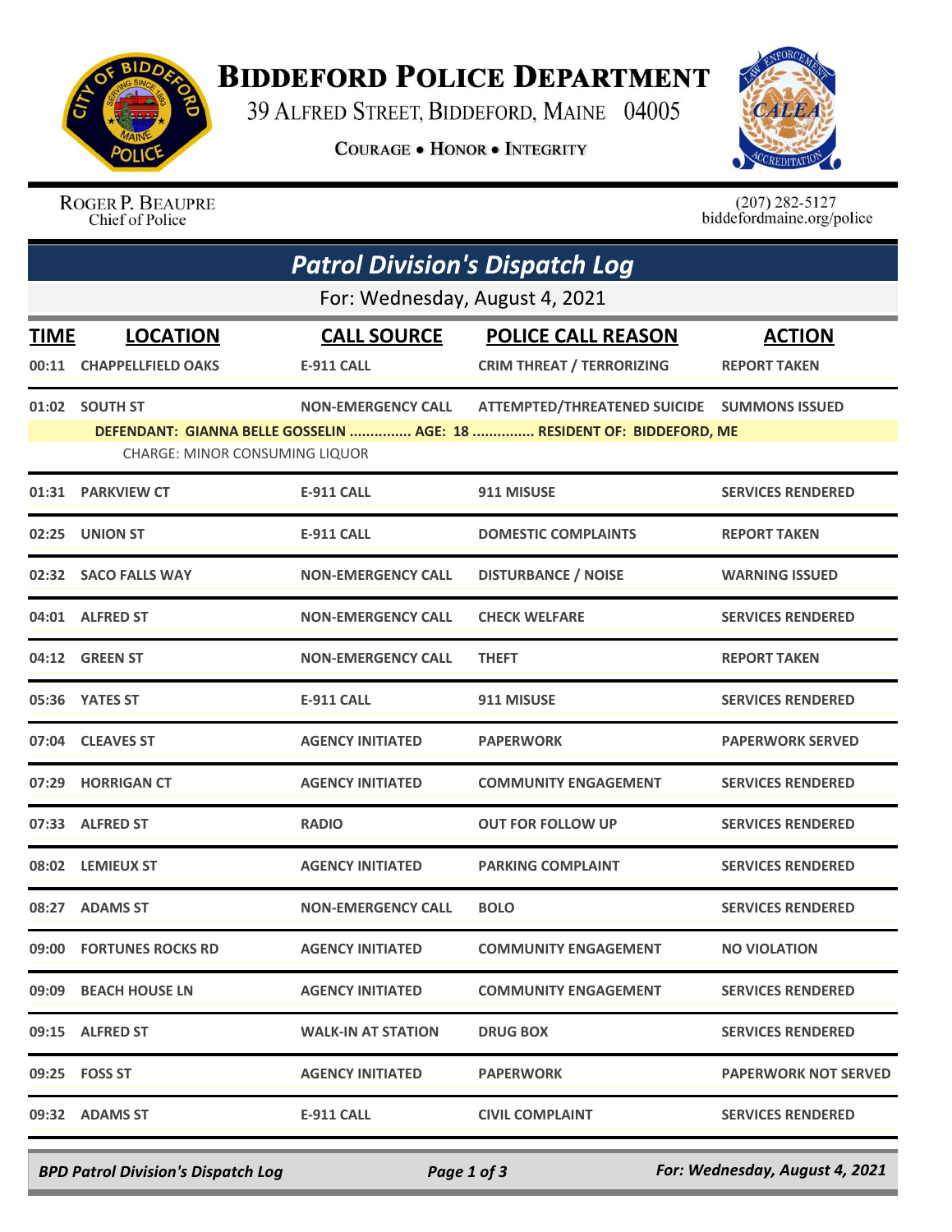# Biddeford Police Department

39 Alfred Street, Biddeford, Maine 04005

**Courage • Honor • Integrity**

Roger P. Beaupre
Chief of Police

(207) 282-5127
biddefordmaine.org/police

## *Patrol Division's Dispatch Log*

For: Wednesday, August 4, 2021

| TIME | LOCATION | CALL SOURCE | POLICE CALL REASON | ACTION |
|---|---|---|---|---|
| 00:11 | CHAPPELLFIELD OAKS | E-911 CALL | CRIM THREAT / TERRORIZING | REPORT TAKEN |
| 01:02 | SOUTH ST | NON-EMERGENCY CALL | ATTEMPTED/THREATENED SUICIDE | SUMMONS ISSUED |
| | DEFENDANT: GIANNA BELLE GOSSELIN ............... AGE: 18 ............... RESIDENT OF: BIDDEFORD, ME | | | |
| | CHARGE: MINOR CONSUMING LIQUOR | | | |
| 01:31 | PARKVIEW CT | E-911 CALL | 911 MISUSE | SERVICES RENDERED |
| 02:25 | UNION ST | E-911 CALL | DOMESTIC COMPLAINTS | REPORT TAKEN |
| 02:32 | SACO FALLS WAY | NON-EMERGENCY CALL | DISTURBANCE / NOISE | WARNING ISSUED |
| 04:01 | ALFRED ST | NON-EMERGENCY CALL | CHECK WELFARE | SERVICES RENDERED |
| 04:12 | GREEN ST | NON-EMERGENCY CALL | THEFT | REPORT TAKEN |
| 05:36 | YATES ST | E-911 CALL | 911 MISUSE | SERVICES RENDERED |
| 07:04 | CLEAVES ST | AGENCY INITIATED | PAPERWORK | PAPERWORK SERVED |
| 07:29 | HORRIGAN CT | AGENCY INITIATED | COMMUNITY ENGAGEMENT | SERVICES RENDERED |
| 07:33 | ALFRED ST | RADIO | OUT FOR FOLLOW UP | SERVICES RENDERED |
| 08:02 | LEMIEUX ST | AGENCY INITIATED | PARKING COMPLAINT | SERVICES RENDERED |
| 08:27 | ADAMS ST | NON-EMERGENCY CALL | BOLO | SERVICES RENDERED |
| 09:00 | FORTUNES ROCKS RD | AGENCY INITIATED | COMMUNITY ENGAGEMENT | NO VIOLATION |
| 09:09 | BEACH HOUSE LN | AGENCY INITIATED | COMMUNITY ENGAGEMENT | SERVICES RENDERED |
| 09:15 | ALFRED ST | WALK-IN AT STATION | DRUG BOX | SERVICES RENDERED |
| 09:25 | FOSS ST | AGENCY INITIATED | PAPERWORK | PAPERWORK NOT SERVED |
| 09:32 | ADAMS ST | E-911 CALL | CIVIL COMPLAINT | SERVICES RENDERED |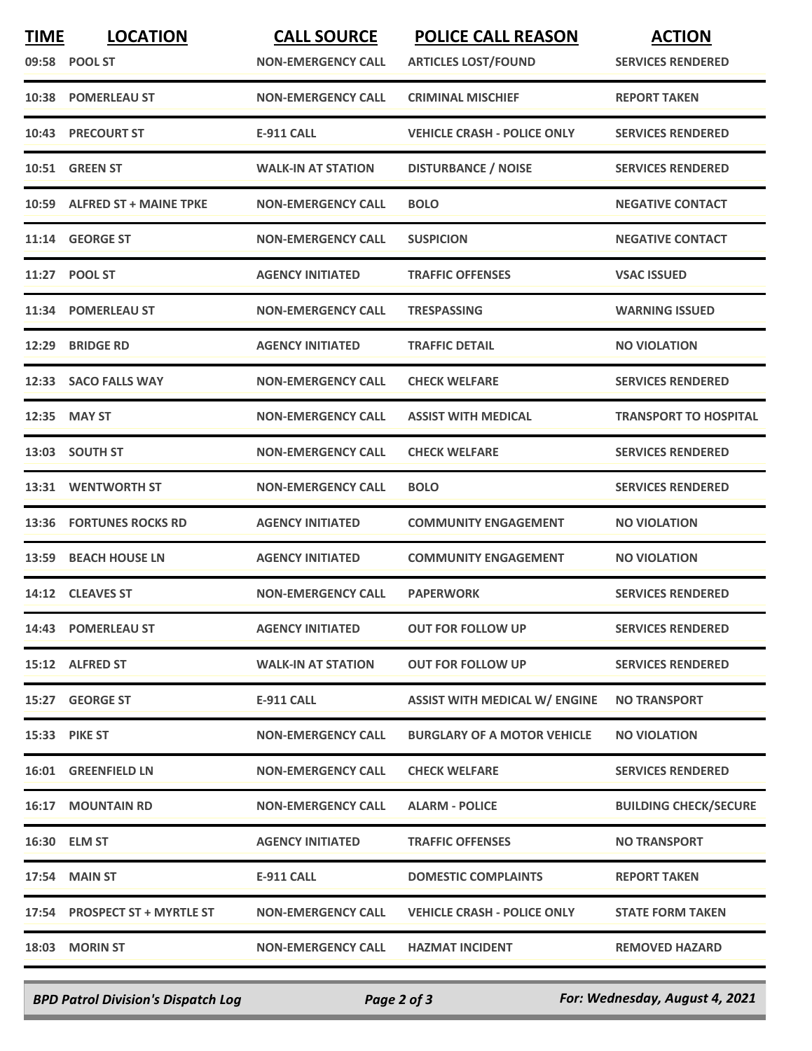| TIME | LOCATION | CALL SOURCE | POLICE CALL REASON | ACTION |
| --- | --- | --- | --- | --- |
| 09:58 | POOL ST | NON-EMERGENCY CALL | ARTICLES LOST/FOUND | SERVICES RENDERED |
| 10:38 | POMERLEAU ST | NON-EMERGENCY CALL | CRIMINAL MISCHIEF | REPORT TAKEN |
| 10:43 | PRECOURT ST | E-911 CALL | VEHICLE CRASH - POLICE ONLY | SERVICES RENDERED |
| 10:51 | GREEN ST | WALK-IN AT STATION | DISTURBANCE / NOISE | SERVICES RENDERED |
| 10:59 | ALFRED ST + MAINE TPKE | NON-EMERGENCY CALL | BOLO | NEGATIVE CONTACT |
| 11:14 | GEORGE ST | NON-EMERGENCY CALL | SUSPICION | NEGATIVE CONTACT |
| 11:27 | POOL ST | AGENCY INITIATED | TRAFFIC OFFENSES | VSAC ISSUED |
| 11:34 | POMERLEAU ST | NON-EMERGENCY CALL | TRESPASSING | WARNING ISSUED |
| 12:29 | BRIDGE RD | AGENCY INITIATED | TRAFFIC DETAIL | NO VIOLATION |
| 12:33 | SACO FALLS WAY | NON-EMERGENCY CALL | CHECK WELFARE | SERVICES RENDERED |
| 12:35 | MAY ST | NON-EMERGENCY CALL | ASSIST WITH MEDICAL | TRANSPORT TO HOSPITAL |
| 13:03 | SOUTH ST | NON-EMERGENCY CALL | CHECK WELFARE | SERVICES RENDERED |
| 13:31 | WENTWORTH ST | NON-EMERGENCY CALL | BOLO | SERVICES RENDERED |
| 13:36 | FORTUNES ROCKS RD | AGENCY INITIATED | COMMUNITY ENGAGEMENT | NO VIOLATION |
| 13:59 | BEACH HOUSE LN | AGENCY INITIATED | COMMUNITY ENGAGEMENT | NO VIOLATION |
| 14:12 | CLEAVES ST | NON-EMERGENCY CALL | PAPERWORK | SERVICES RENDERED |
| 14:43 | POMERLEAU ST | AGENCY INITIATED | OUT FOR FOLLOW UP | SERVICES RENDERED |
| 15:12 | ALFRED ST | WALK-IN AT STATION | OUT FOR FOLLOW UP | SERVICES RENDERED |
| 15:27 | GEORGE ST | E-911 CALL | ASSIST WITH MEDICAL W/ ENGINE | NO TRANSPORT |
| 15:33 | PIKE ST | NON-EMERGENCY CALL | BURGLARY OF A MOTOR VEHICLE | NO VIOLATION |
| 16:01 | GREENFIELD LN | NON-EMERGENCY CALL | CHECK WELFARE | SERVICES RENDERED |
| 16:17 | MOUNTAIN RD | NON-EMERGENCY CALL | ALARM - POLICE | BUILDING CHECK/SECURE |
| 16:30 | ELM ST | AGENCY INITIATED | TRAFFIC OFFENSES | NO TRANSPORT |
| 17:54 | MAIN ST | E-911 CALL | DOMESTIC COMPLAINTS | REPORT TAKEN |
| 17:54 | PROSPECT ST + MYRTLE ST | NON-EMERGENCY CALL | VEHICLE CRASH - POLICE ONLY | STATE FORM TAKEN |
| 18:03 | MORIN ST | NON-EMERGENCY CALL | HAZMAT INCIDENT | REMOVED HAZARD |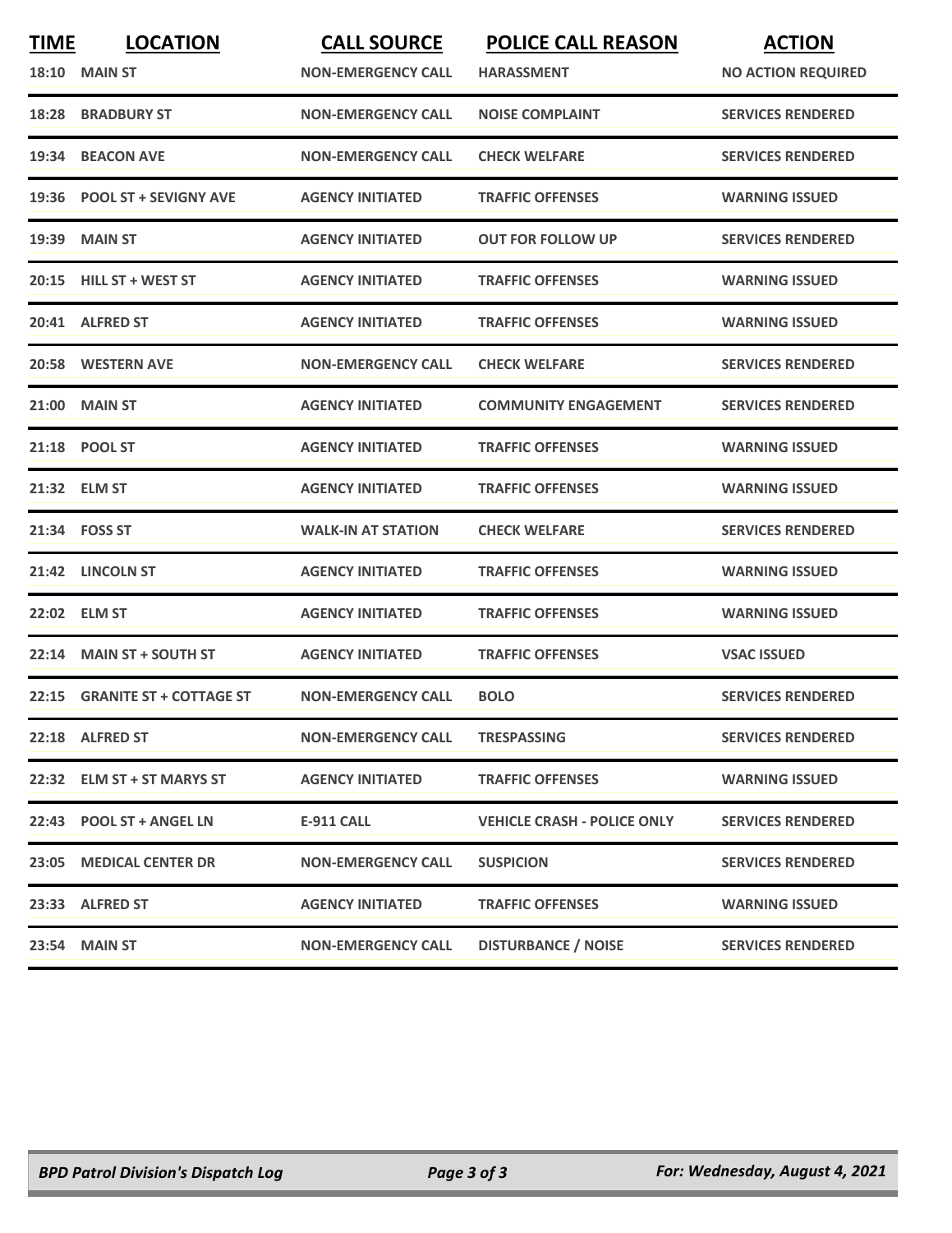| TIME | LOCATION | CALL SOURCE | POLICE CALL REASON | ACTION |
| --- | --- | --- | --- | --- |
| 18:10 | MAIN ST | NON-EMERGENCY CALL | HARASSMENT | NO ACTION REQUIRED |
| 18:28 | BRADBURY ST | NON-EMERGENCY CALL | NOISE COMPLAINT | SERVICES RENDERED |
| 19:34 | BEACON AVE | NON-EMERGENCY CALL | CHECK WELFARE | SERVICES RENDERED |
| 19:36 | POOL ST + SEVIGNY AVE | AGENCY INITIATED | TRAFFIC OFFENSES | WARNING ISSUED |
| 19:39 | MAIN ST | AGENCY INITIATED | OUT FOR FOLLOW UP | SERVICES RENDERED |
| 20:15 | HILL ST + WEST ST | AGENCY INITIATED | TRAFFIC OFFENSES | WARNING ISSUED |
| 20:41 | ALFRED ST | AGENCY INITIATED | TRAFFIC OFFENSES | WARNING ISSUED |
| 20:58 | WESTERN AVE | NON-EMERGENCY CALL | CHECK WELFARE | SERVICES RENDERED |
| 21:00 | MAIN ST | AGENCY INITIATED | COMMUNITY ENGAGEMENT | SERVICES RENDERED |
| 21:18 | POOL ST | AGENCY INITIATED | TRAFFIC OFFENSES | WARNING ISSUED |
| 21:32 | ELM ST | AGENCY INITIATED | TRAFFIC OFFENSES | WARNING ISSUED |
| 21:34 | FOSS ST | WALK-IN AT STATION | CHECK WELFARE | SERVICES RENDERED |
| 21:42 | LINCOLN ST | AGENCY INITIATED | TRAFFIC OFFENSES | WARNING ISSUED |
| 22:02 | ELM ST | AGENCY INITIATED | TRAFFIC OFFENSES | WARNING ISSUED |
| 22:14 | MAIN ST + SOUTH ST | AGENCY INITIATED | TRAFFIC OFFENSES | VSAC ISSUED |
| 22:15 | GRANITE ST + COTTAGE ST | NON-EMERGENCY CALL | BOLO | SERVICES RENDERED |
| 22:18 | ALFRED ST | NON-EMERGENCY CALL | TRESPASSING | SERVICES RENDERED |
| 22:32 | ELM ST + ST MARYS ST | AGENCY INITIATED | TRAFFIC OFFENSES | WARNING ISSUED |
| 22:43 | POOL ST + ANGEL LN | E-911 CALL | VEHICLE CRASH - POLICE ONLY | SERVICES RENDERED |
| 23:05 | MEDICAL CENTER DR | NON-EMERGENCY CALL | SUSPICION | SERVICES RENDERED |
| 23:33 | ALFRED ST | AGENCY INITIATED | TRAFFIC OFFENSES | WARNING ISSUED |
| 23:54 | MAIN ST | NON-EMERGENCY CALL | DISTURBANCE / NOISE | SERVICES RENDERED |